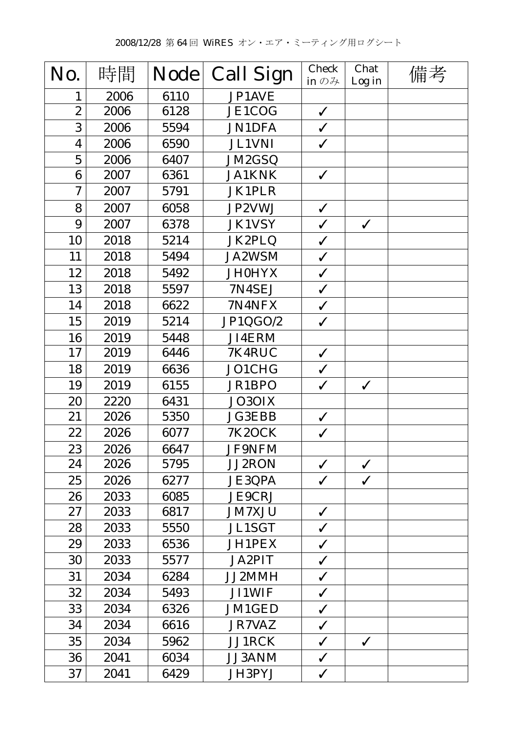2008/12/28 第64回 WiRES オン・エア・ミーティング用ログシート

| No. | 時間 | Node | Call Sign | Check in のみ | Chat Log in | 備考 |
|---|---|---|---|---|---|---|
| 1 | 2006 | 6110 | JP1AVE | | | |
| 2 | 2006 | 6128 | JE1COG | ✓ | | |
| 3 | 2006 | 5594 | JN1DFA | ✓ | | |
| 4 | 2006 | 6590 | JL1VNI | ✓ | | |
| 5 | 2006 | 6407 | JM2GSQ | | | |
| 6 | 2007 | 6361 | JA1KNK | ✓ | | |
| 7 | 2007 | 5791 | JK1PLR | | | |
| 8 | 2007 | 6058 | JP2VWJ | ✓ | | |
| 9 | 2007 | 6378 | JK1VSY | ✓ | ✓ | |
| 10 | 2018 | 5214 | JK2PLQ | ✓ | | |
| 11 | 2018 | 5494 | JA2WSM | ✓ | | |
| 12 | 2018 | 5492 | JH0HYX | ✓ | | |
| 13 | 2018 | 5597 | 7N4SEJ | ✓ | | |
| 14 | 2018 | 6622 | 7N4NFX | ✓ | | |
| 15 | 2019 | 5214 | JP1QGO/2 | ✓ | | |
| 16 | 2019 | 5448 | JI4ERM | | | |
| 17 | 2019 | 6446 | 7K4RUC | ✓ | | |
| 18 | 2019 | 6636 | JO1CHG | ✓ | | |
| 19 | 2019 | 6155 | JR1BPO | ✓ | ✓ | |
| 20 | 2220 | 6431 | JO3OIX | | | |
| 21 | 2026 | 5350 | JG3EBB | ✓ | | |
| 22 | 2026 | 6077 | 7K2OCK | ✓ | | |
| 23 | 2026 | 6647 | JF9NFM | | | |
| 24 | 2026 | 5795 | JJ2RON | ✓ | ✓ | |
| 25 | 2026 | 6277 | JE3QPA | ✓ | ✓ | |
| 26 | 2033 | 6085 | JE9CRJ | | | |
| 27 | 2033 | 6817 | JM7XJU | ✓ | | |
| 28 | 2033 | 5550 | JL1SGT | ✓ | | |
| 29 | 2033 | 6536 | JH1PEX | ✓ | | |
| 30 | 2033 | 5577 | JA2PIT | ✓ | | |
| 31 | 2034 | 6284 | JJ2MMH | ✓ | | |
| 32 | 2034 | 5493 | JI1WIF | ✓ | | |
| 33 | 2034 | 6326 | JM1GED | ✓ | | |
| 34 | 2034 | 6616 | JR7VAZ | ✓ | | |
| 35 | 2034 | 5962 | JJ1RCK | ✓ | ✓ | |
| 36 | 2041 | 6034 | JJ3ANM | ✓ | | |
| 37 | 2041 | 6429 | JH3PYJ | ✓ | | |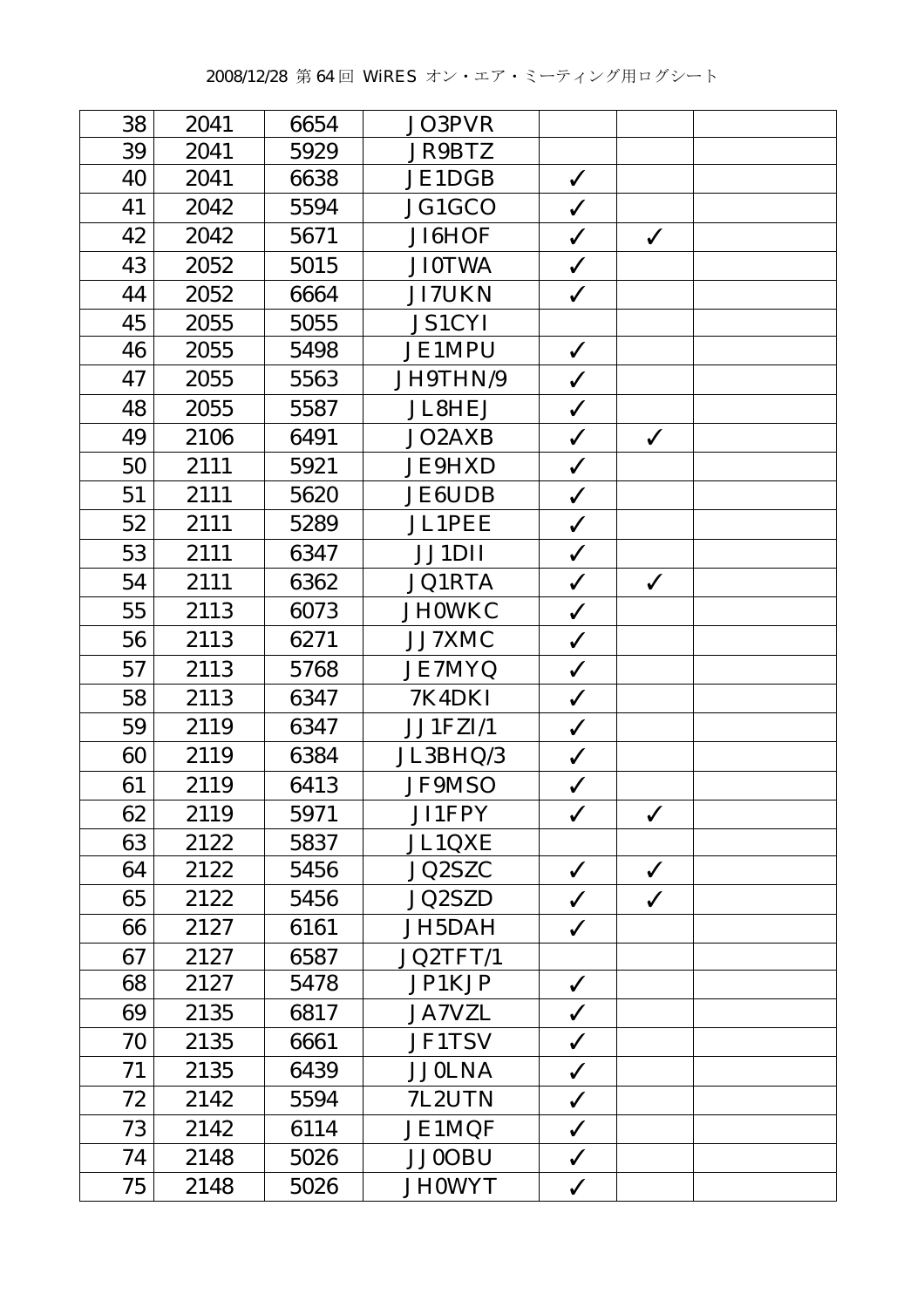| | | | | | | |
|---|---|---|---|---|---|---|
| 38 | 2041 | 6654 | JO3PVR | | | |
| 39 | 2041 | 5929 | JR9BTZ | | | |
| 40 | 2041 | 6638 | JE1DGB | ✓ | | |
| 41 | 2042 | 5594 | JG1GCO | ✓ | | |
| 42 | 2042 | 5671 | JI6HOF | ✓ | ✓ | |
| 43 | 2052 | 5015 | JI0TWA | ✓ | | |
| 44 | 2052 | 6664 | JI7UKN | ✓ | | |
| 45 | 2055 | 5055 | JS1CYI | | | |
| 46 | 2055 | 5498 | JE1MPU | ✓ | | |
| 47 | 2055 | 5563 | JH9THN/9 | ✓ | | |
| 48 | 2055 | 5587 | JL8HEJ | ✓ | | |
| 49 | 2106 | 6491 | JO2AXB | ✓ | ✓ | |
| 50 | 2111 | 5921 | JE9HXD | ✓ | | |
| 51 | 2111 | 5620 | JE6UDB | ✓ | | |
| 52 | 2111 | 5289 | JL1PEE | ✓ | | |
| 53 | 2111 | 6347 | JJ1DII | ✓ | | |
| 54 | 2111 | 6362 | JQ1RTA | ✓ | ✓ | |
| 55 | 2113 | 6073 | JH0WKC | ✓ | | |
| 56 | 2113 | 6271 | JJ7XMC | ✓ | | |
| 57 | 2113 | 5768 | JE7MYQ | ✓ | | |
| 58 | 2113 | 6347 | 7K4DKI | ✓ | | |
| 59 | 2119 | 6347 | JJ1FZI/1 | ✓ | | |
| 60 | 2119 | 6384 | JL3BHQ/3 | ✓ | | |
| 61 | 2119 | 6413 | JF9MSO | ✓ | | |
| 62 | 2119 | 5971 | JI1FPY | ✓ | ✓ | |
| 63 | 2122 | 5837 | JL1QXE | | | |
| 64 | 2122 | 5456 | JQ2SZC | ✓ | ✓ | |
| 65 | 2122 | 5456 | JQ2SZD | ✓ | ✓ | |
| 66 | 2127 | 6161 | JH5DAH | ✓ | | |
| 67 | 2127 | 6587 | JQ2TFT/1 | | | |
| 68 | 2127 | 5478 | JP1KJP | ✓ | | |
| 69 | 2135 | 6817 | JA7VZL | ✓ | | |
| 70 | 2135 | 6661 | JF1TSV | ✓ | | |
| 71 | 2135 | 6439 | JJ0LNA | ✓ | | |
| 72 | 2142 | 5594 | 7L2UTN | ✓ | | |
| 73 | 2142 | 6114 | JE1MQF | ✓ | | |
| 74 | 2148 | 5026 | JJ0OBU | ✓ | | |
| 75 | 2148 | 5026 | JH0WYT | ✓ | | |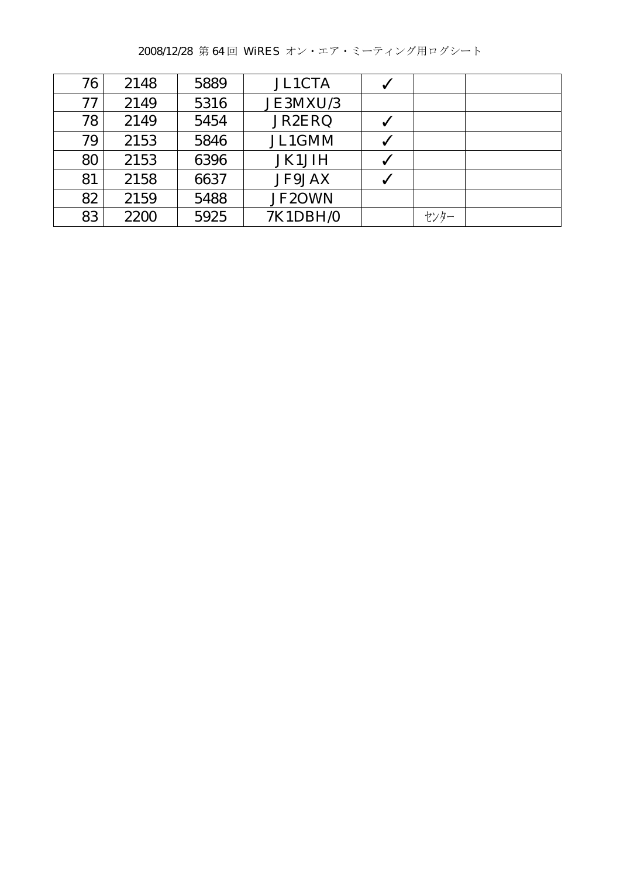2008/12/28 第 64 回 WiRES オン・エア・ミーティング用ログシート

| | | | | | | |
|---|---|---|---|---|---|---|
| 76 | 2148 | 5889 | JL1CTA | ✓ | | |
| 77 | 2149 | 5316 | JE3MXU/3 | | | |
| 78 | 2149 | 5454 | JR2ERQ | ✓ | | |
| 79 | 2153 | 5846 | JL1GMM | ✓ | | |
| 80 | 2153 | 6396 | JK1JIH | ✓ | | |
| 81 | 2158 | 6637 | JF9JAX | ✓ | | |
| 82 | 2159 | 5488 | JF2OWN | | | |
| 83 | 2200 | 5925 | 7K1DBH/0 | | ｾﾝﾀｰ | |